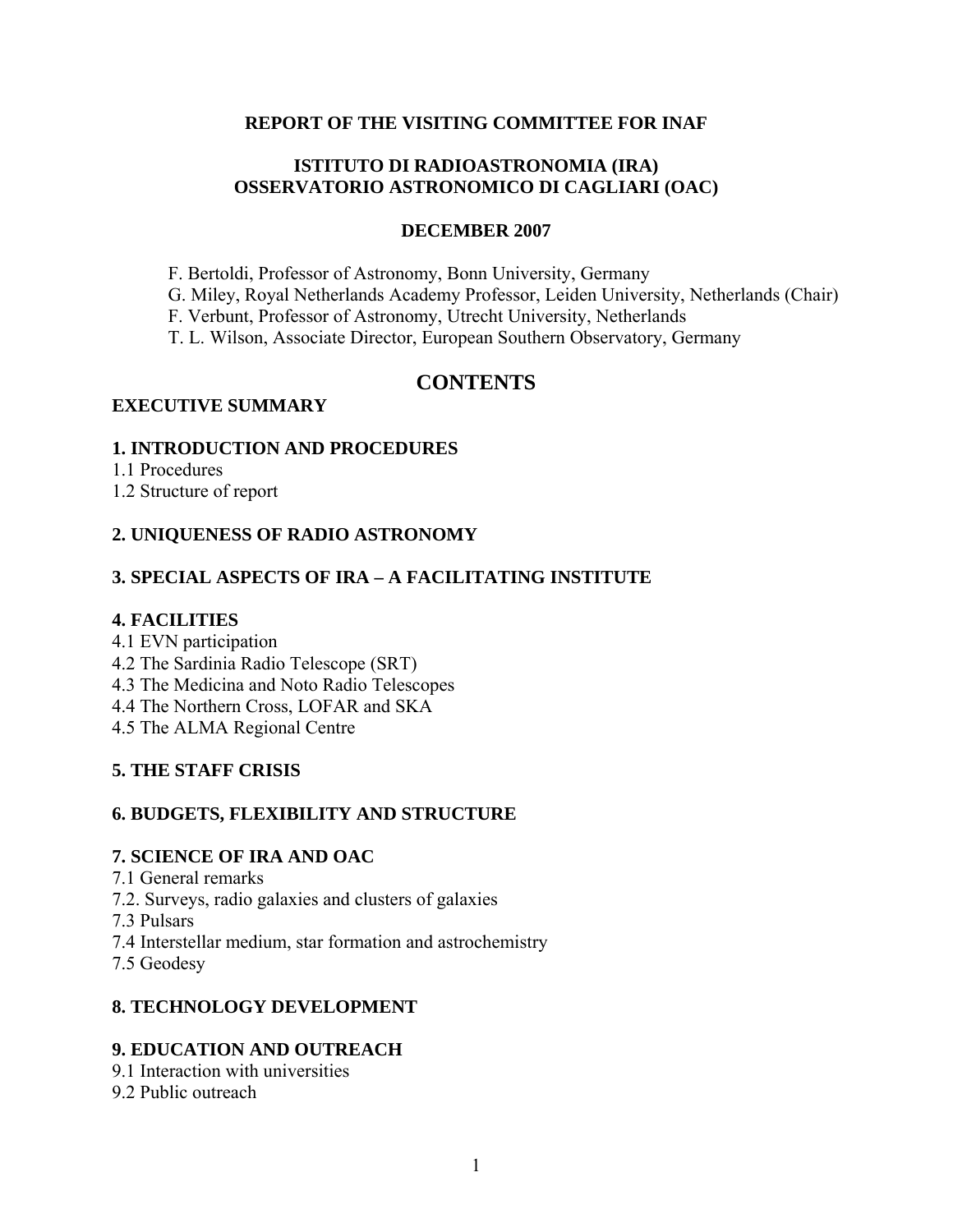**REPORT OF THE VISITING COMMITTEE FOR INAF**

**ISTITUTO DI RADIOASTRONOMIA (IRA)**
**OSSERVATORIO ASTRONOMICO DI CAGLIARI (OAC)**

**DECEMBER 2007**

F. Bertoldi, Professor of Astronomy, Bonn University, Germany
G. Miley, Royal Netherlands Academy Professor, Leiden University, Netherlands (Chair)
F. Verbunt, Professor of Astronomy, Utrecht University, Netherlands
T. L. Wilson, Associate Director, European Southern Observatory, Germany

# CONTENTS

**EXECUTIVE SUMMARY**

**1. INTRODUCTION AND PROCEDURES**
1.1 Procedures
1.2 Structure of report

**2. UNIQUENESS OF RADIO ASTRONOMY**

**3. SPECIAL ASPECTS OF IRA – A FACILITATING INSTITUTE**

**4. FACILITIES**
4.1 EVN participation
4.2 The Sardinia Radio Telescope (SRT)
4.3 The Medicina and Noto Radio Telescopes
4.4 The Northern Cross, LOFAR and SKA
4.5 The ALMA Regional Centre

**5. THE STAFF CRISIS**

**6. BUDGETS, FLEXIBILITY AND STRUCTURE**

**7. SCIENCE OF IRA AND OAC**
7.1 General remarks
7.2. Surveys, radio galaxies and clusters of galaxies
7.3 Pulsars
7.4 Interstellar medium, star formation and astrochemistry
7.5 Geodesy

**8. TECHNOLOGY DEVELOPMENT**

**9. EDUCATION AND OUTREACH**
9.1 Interaction with universities
9.2 Public outreach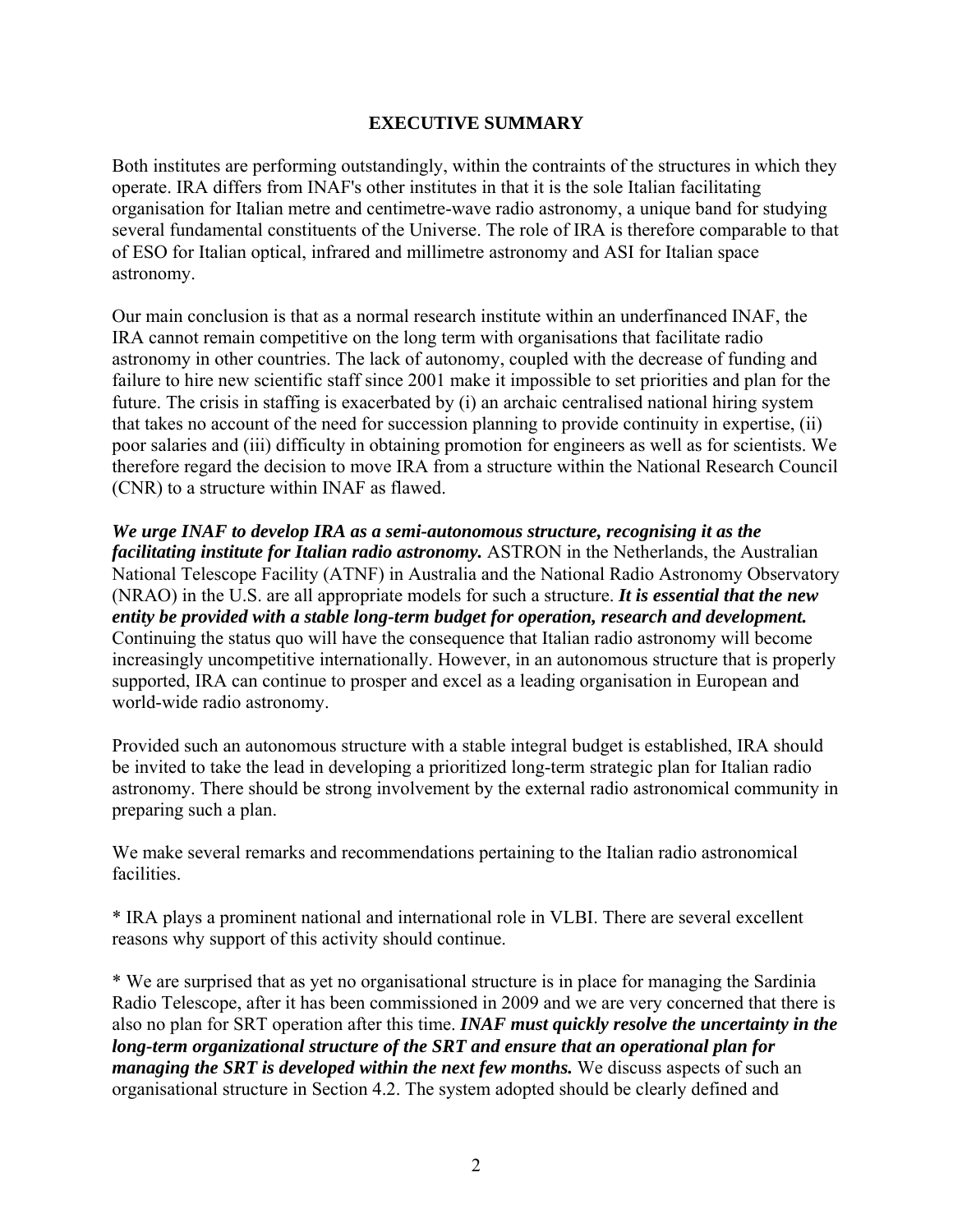## EXECUTIVE SUMMARY

Both institutes are performing outstandingly, within the contraints of the structures in which they operate. IRA differs from INAF's other institutes in that it is the sole Italian facilitating organisation for Italian metre and centimetre-wave radio astronomy, a unique band for studying several fundamental constituents of the Universe. The role of IRA is therefore comparable to that of ESO for Italian optical, infrared and millimetre astronomy and ASI for Italian space astronomy.

Our main conclusion is that as a normal research institute within an underfinanced INAF, the IRA cannot remain competitive on the long term with organisations that facilitate radio astronomy in other countries. The lack of autonomy, coupled with the decrease of funding and failure to hire new scientific staff since 2001 make it impossible to set priorities and plan for the future. The crisis in staffing is exacerbated by (i) an archaic centralised national hiring system that takes no account of the need for succession planning to provide continuity in expertise, (ii) poor salaries and (iii) difficulty in obtaining promotion for engineers as well as for scientists. We therefore regard the decision to move IRA from a structure within the National Research Council (CNR) to a structure within INAF as flawed.

***We urge INAF to develop IRA as a semi-autonomous structure, recognising it as the facilitating institute for Italian radio astronomy.*** ASTRON in the Netherlands, the Australian National Telescope Facility (ATNF) in Australia and the National Radio Astronomy Observatory (NRAO) in the U.S. are all appropriate models for such a structure. ***It is essential that the new entity be provided with a stable long-term budget for operation, research and development.*** Continuing the status quo will have the consequence that Italian radio astronomy will become increasingly uncompetitive internationally. However, in an autonomous structure that is properly supported, IRA can continue to prosper and excel as a leading organisation in European and world-wide radio astronomy.

Provided such an autonomous structure with a stable integral budget is established, IRA should be invited to take the lead in developing a prioritized long-term strategic plan for Italian radio astronomy. There should be strong involvement by the external radio astronomical community in preparing such a plan.

We make several remarks and recommendations pertaining to the Italian radio astronomical facilities.

* IRA plays a prominent national and international role in VLBI. There are several excellent reasons why support of this activity should continue.

* We are surprised that as yet no organisational structure is in place for managing the Sardinia Radio Telescope, after it has been commissioned in 2009 and we are very concerned that there is also no plan for SRT operation after this time. ***INAF must quickly resolve the uncertainty in the long-term organizational structure of the SRT and ensure that an operational plan for managing the SRT is developed within the next few months.*** We discuss aspects of such an organisational structure in Section 4.2. The system adopted should be clearly defined and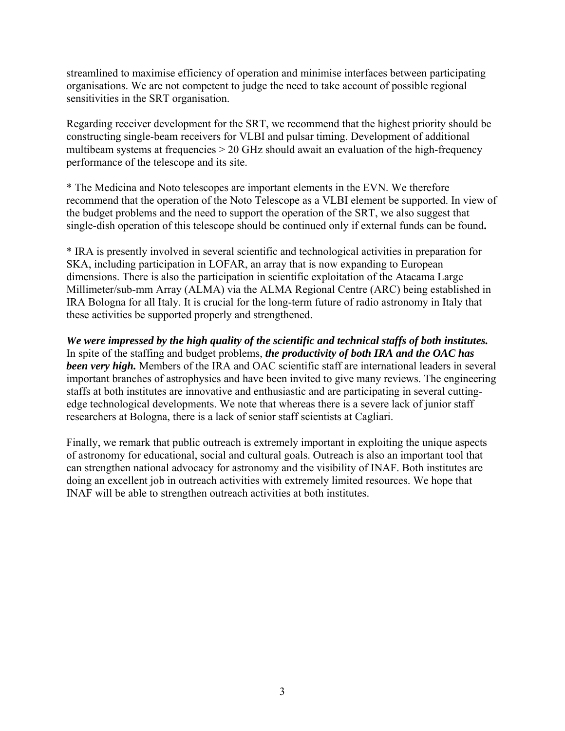streamlined to maximise efficiency of operation and minimise interfaces between participating organisations. We are not competent to judge the need to take account of possible regional sensitivities in the SRT organisation.

Regarding receiver development for the SRT, we recommend that the highest priority should be constructing single-beam receivers for VLBI and pulsar timing. Development of additional multibeam systems at frequencies > 20 GHz should await an evaluation of the high-frequency performance of the telescope and its site.

* The Medicina and Noto telescopes are important elements in the EVN. We therefore recommend that the operation of the Noto Telescope as a VLBI element be supported. In view of the budget problems and the need to support the operation of the SRT, we also suggest that single-dish operation of this telescope should be continued only if external funds can be found**.**

* IRA is presently involved in several scientific and technological activities in preparation for SKA, including participation in LOFAR, an array that is now expanding to European dimensions. There is also the participation in scientific exploitation of the Atacama Large Millimeter/sub-mm Array (ALMA) via the ALMA Regional Centre (ARC) being established in IRA Bologna for all Italy. It is crucial for the long-term future of radio astronomy in Italy that these activities be supported properly and strengthened.

***We were impressed by the high quality of the scientific and technical staffs of both institutes.*** In spite of the staffing and budget problems, ***the productivity of both IRA and the OAC has been very high.*** Members of the IRA and OAC scientific staff are international leaders in several important branches of astrophysics and have been invited to give many reviews. The engineering staffs at both institutes are innovative and enthusiastic and are participating in several cutting-edge technological developments. We note that whereas there is a severe lack of junior staff researchers at Bologna, there is a lack of senior staff scientists at Cagliari.

Finally, we remark that public outreach is extremely important in exploiting the unique aspects of astronomy for educational, social and cultural goals. Outreach is also an important tool that can strengthen national advocacy for astronomy and the visibility of INAF. Both institutes are doing an excellent job in outreach activities with extremely limited resources. We hope that INAF will be able to strengthen outreach activities at both institutes.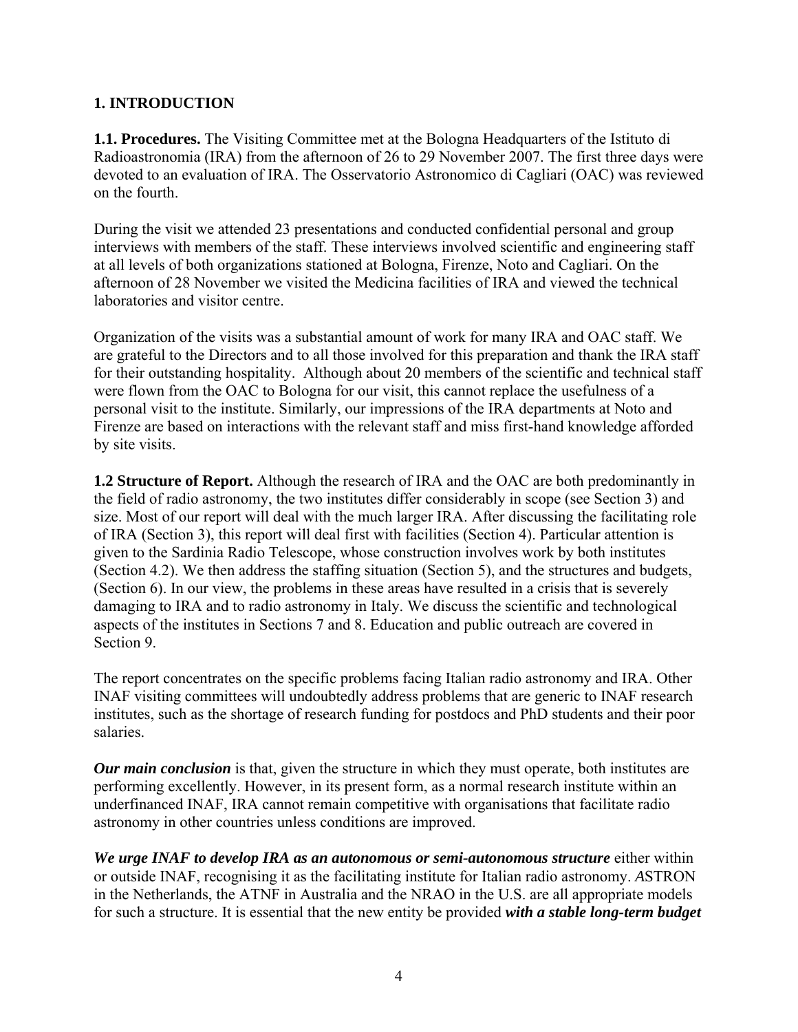## 1. INTRODUCTION

**1.1. Procedures.** The Visiting Committee met at the Bologna Headquarters of the Istituto di Radioastronomia (IRA) from the afternoon of 26 to 29 November 2007. The first three days were devoted to an evaluation of IRA. The Osservatorio Astronomico di Cagliari (OAC) was reviewed on the fourth.

During the visit we attended 23 presentations and conducted confidential personal and group interviews with members of the staff. These interviews involved scientific and engineering staff at all levels of both organizations stationed at Bologna, Firenze, Noto and Cagliari. On the afternoon of 28 November we visited the Medicina facilities of IRA and viewed the technical laboratories and visitor centre.

Organization of the visits was a substantial amount of work for many IRA and OAC staff. We are grateful to the Directors and to all those involved for this preparation and thank the IRA staff for their outstanding hospitality. Although about 20 members of the scientific and technical staff were flown from the OAC to Bologna for our visit, this cannot replace the usefulness of a personal visit to the institute. Similarly, our impressions of the IRA departments at Noto and Firenze are based on interactions with the relevant staff and miss first-hand knowledge afforded by site visits.

**1.2 Structure of Report.** Although the research of IRA and the OAC are both predominantly in the field of radio astronomy, the two institutes differ considerably in scope (see Section 3) and size. Most of our report will deal with the much larger IRA. After discussing the facilitating role of IRA (Section 3), this report will deal first with facilities (Section 4). Particular attention is given to the Sardinia Radio Telescope, whose construction involves work by both institutes (Section 4.2). We then address the staffing situation (Section 5), and the structures and budgets, (Section 6). In our view, the problems in these areas have resulted in a crisis that is severely damaging to IRA and to radio astronomy in Italy. We discuss the scientific and technological aspects of the institutes in Sections 7 and 8. Education and public outreach are covered in Section 9.

The report concentrates on the specific problems facing Italian radio astronomy and IRA. Other INAF visiting committees will undoubtedly address problems that are generic to INAF research institutes, such as the shortage of research funding for postdocs and PhD students and their poor salaries.

***Our main conclusion*** is that, given the structure in which they must operate, both institutes are performing excellently. However, in its present form, as a normal research institute within an underfinanced INAF, IRA cannot remain competitive with organisations that facilitate radio astronomy in other countries unless conditions are improved.

***We urge INAF to develop IRA as an autonomous or semi-autonomous structure*** either within or outside INAF, recognising it as the facilitating institute for Italian radio astronomy. *A*STRON in the Netherlands, the ATNF in Australia and the NRAO in the U.S. are all appropriate models for such a structure. It is essential that the new entity be provided ***with a stable long-term budget***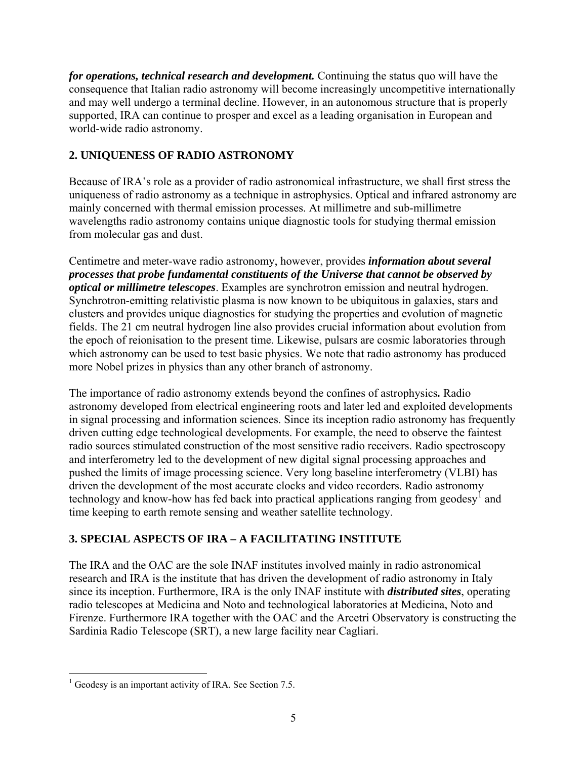***for operations, technical research and development.*** Continuing the status quo will have the consequence that Italian radio astronomy will become increasingly uncompetitive internationally and may well undergo a terminal decline. However, in an autonomous structure that is properly supported, IRA can continue to prosper and excel as a leading organisation in European and world-wide radio astronomy.

## 2. UNIQUENESS OF RADIO ASTRONOMY

Because of IRA's role as a provider of radio astronomical infrastructure, we shall first stress the uniqueness of radio astronomy as a technique in astrophysics. Optical and infrared astronomy are mainly concerned with thermal emission processes. At millimetre and sub-millimetre wavelengths radio astronomy contains unique diagnostic tools for studying thermal emission from molecular gas and dust.

Centimetre and meter-wave radio astronomy, however, provides ***information about several processes that probe fundamental constituents of the Universe that cannot be observed by optical or millimetre telescopes***. Examples are synchrotron emission and neutral hydrogen. Synchrotron-emitting relativistic plasma is now known to be ubiquitous in galaxies, stars and clusters and provides unique diagnostics for studying the properties and evolution of magnetic fields. The 21 cm neutral hydrogen line also provides crucial information about evolution from the epoch of reionisation to the present time. Likewise, pulsars are cosmic laboratories through which astronomy can be used to test basic physics. We note that radio astronomy has produced more Nobel prizes in physics than any other branch of astronomy.

The importance of radio astronomy extends beyond the confines of astrophysics**.** Radio astronomy developed from electrical engineering roots and later led and exploited developments in signal processing and information sciences. Since its inception radio astronomy has frequently driven cutting edge technological developments. For example, the need to observe the faintest radio sources stimulated construction of the most sensitive radio receivers. Radio spectroscopy and interferometry led to the development of new digital signal processing approaches and pushed the limits of image processing science. Very long baseline interferometry (VLBI) has driven the development of the most accurate clocks and video recorders. Radio astronomy technology and know-how has fed back into practical applications ranging from geodesy[1] and time keeping to earth remote sensing and weather satellite technology.

## 3. SPECIAL ASPECTS OF IRA – A FACILITATING INSTITUTE

The IRA and the OAC are the sole INAF institutes involved mainly in radio astronomical research and IRA is the institute that has driven the development of radio astronomy in Italy since its inception. Furthermore, IRA is the only INAF institute with ***distributed sites***, operating radio telescopes at Medicina and Noto and technological laboratories at Medicina, Noto and Firenze. Furthermore IRA together with the OAC and the Arcetri Observatory is constructing the Sardinia Radio Telescope (SRT), a new large facility near Cagliari.

[1] Geodesy is an important activity of IRA. See Section 7.5.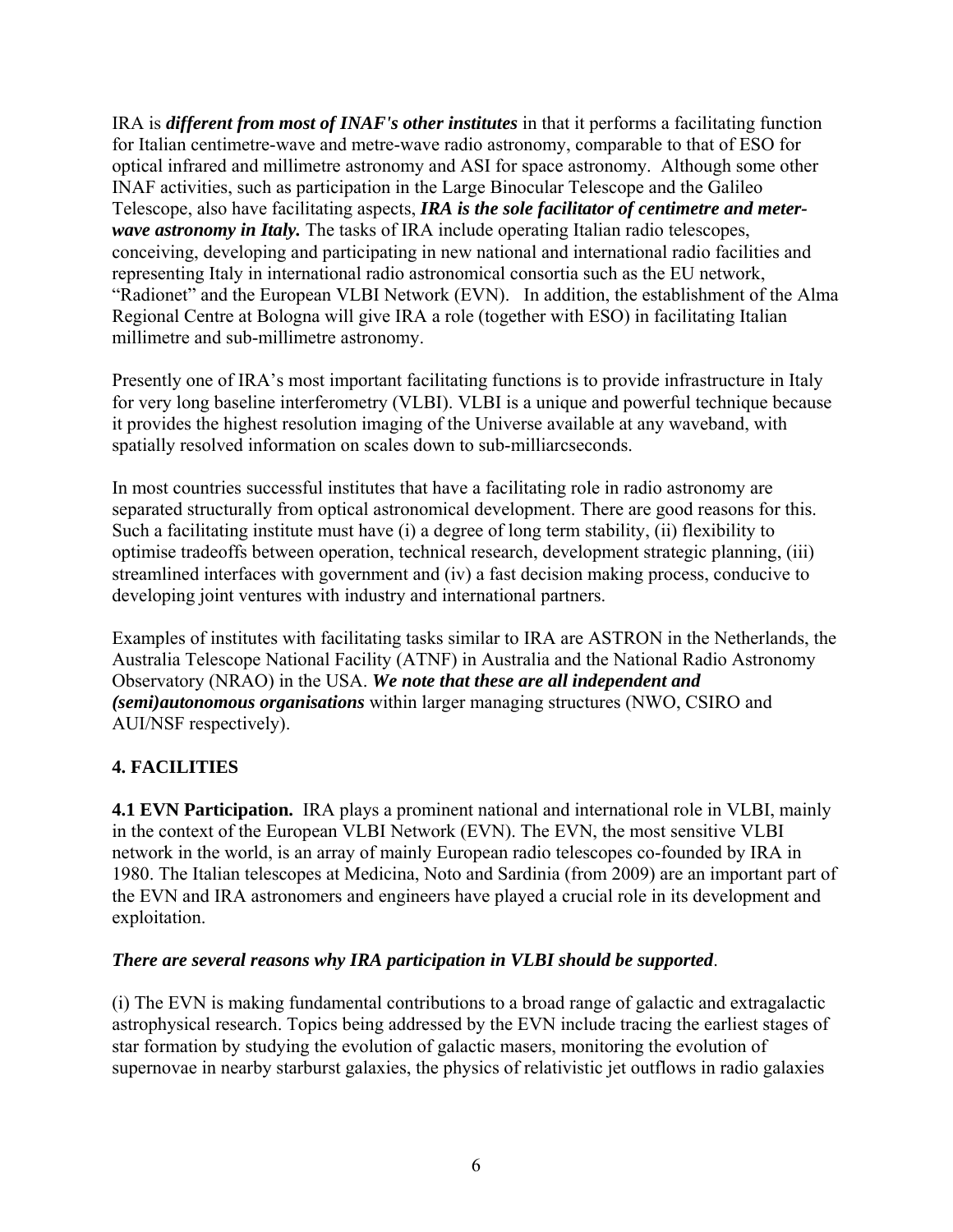IRA is ***different from most of INAF's other institutes*** in that it performs a facilitating function for Italian centimetre-wave and metre-wave radio astronomy, comparable to that of ESO for optical infrared and millimetre astronomy and ASI for space astronomy. Although some other INAF activities, such as participation in the Large Binocular Telescope and the Galileo Telescope, also have facilitating aspects, ***IRA is the sole facilitator of centimetre and meter-wave astronomy in Italy.*** The tasks of IRA include operating Italian radio telescopes, conceiving, developing and participating in new national and international radio facilities and representing Italy in international radio astronomical consortia such as the EU network, "Radionet" and the European VLBI Network (EVN). In addition, the establishment of the Alma Regional Centre at Bologna will give IRA a role (together with ESO) in facilitating Italian millimetre and sub-millimetre astronomy.

Presently one of IRA's most important facilitating functions is to provide infrastructure in Italy for very long baseline interferometry (VLBI). VLBI is a unique and powerful technique because it provides the highest resolution imaging of the Universe available at any waveband, with spatially resolved information on scales down to sub-milliarcseconds.

In most countries successful institutes that have a facilitating role in radio astronomy are separated structurally from optical astronomical development. There are good reasons for this. Such a facilitating institute must have (i) a degree of long term stability, (ii) flexibility to optimise tradeoffs between operation, technical research, development strategic planning, (iii) streamlined interfaces with government and (iv) a fast decision making process, conducive to developing joint ventures with industry and international partners.

Examples of institutes with facilitating tasks similar to IRA are ASTRON in the Netherlands, the Australia Telescope National Facility (ATNF) in Australia and the National Radio Astronomy Observatory (NRAO) in the USA. ***We note that these are all independent and (semi)autonomous organisations*** within larger managing structures (NWO, CSIRO and AUI/NSF respectively).

## 4. FACILITIES

**4.1 EVN Participation.** IRA plays a prominent national and international role in VLBI, mainly in the context of the European VLBI Network (EVN). The EVN, the most sensitive VLBI network in the world, is an array of mainly European radio telescopes co-founded by IRA in 1980. The Italian telescopes at Medicina, Noto and Sardinia (from 2009) are an important part of the EVN and IRA astronomers and engineers have played a crucial role in its development and exploitation.

***There are several reasons why IRA participation in VLBI should be supported***.

(i) The EVN is making fundamental contributions to a broad range of galactic and extragalactic astrophysical research. Topics being addressed by the EVN include tracing the earliest stages of star formation by studying the evolution of galactic masers, monitoring the evolution of supernovae in nearby starburst galaxies, the physics of relativistic jet outflows in radio galaxies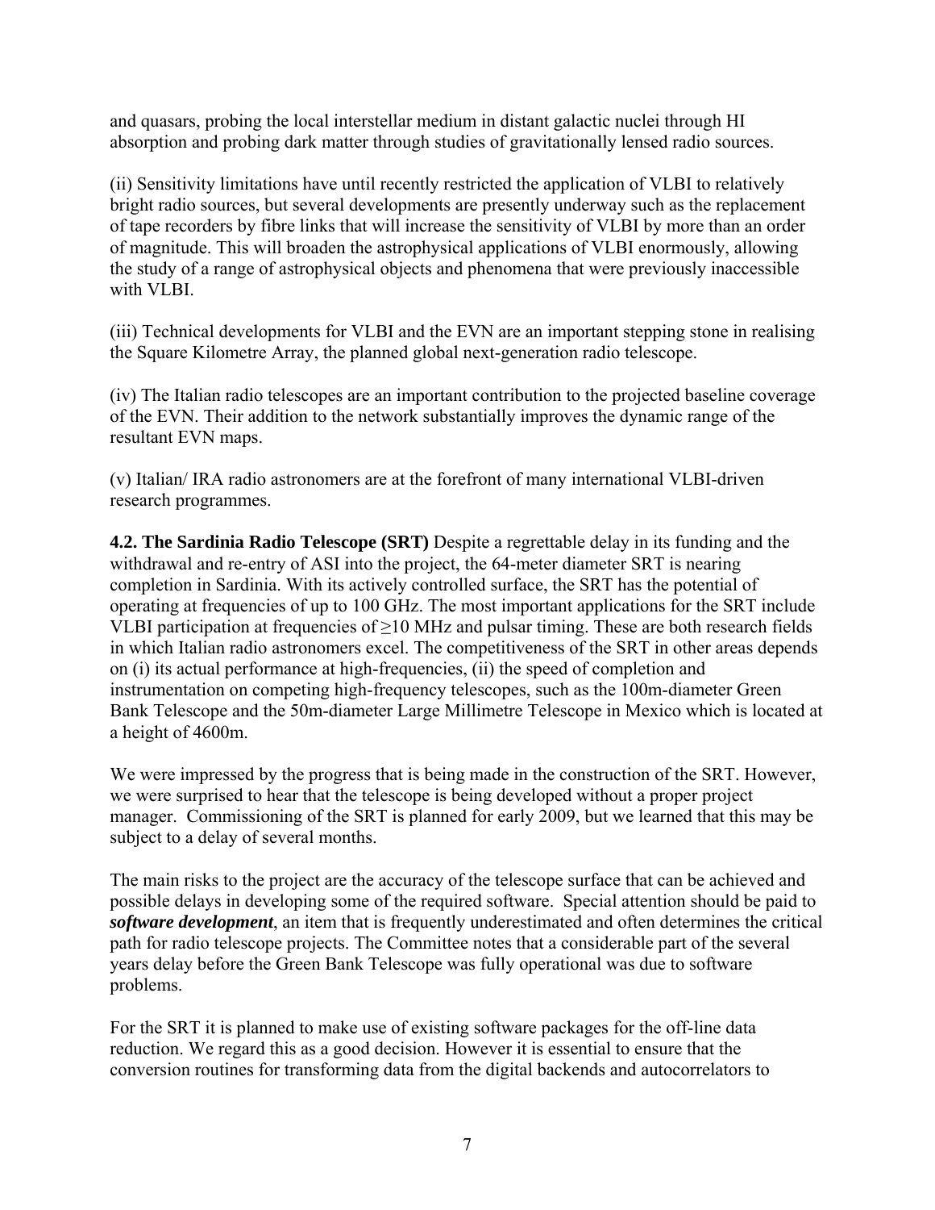and quasars, probing the local interstellar medium in distant galactic nuclei through HI absorption and probing dark matter through studies of gravitationally lensed radio sources.

(ii) Sensitivity limitations have until recently restricted the application of VLBI to relatively bright radio sources, but several developments are presently underway such as the replacement of tape recorders by fibre links that will increase the sensitivity of VLBI by more than an order of magnitude. This will broaden the astrophysical applications of VLBI enormously, allowing the study of a range of astrophysical objects and phenomena that were previously inaccessible with VLBI.

(iii) Technical developments for VLBI and the EVN are an important stepping stone in realising the Square Kilometre Array, the planned global next-generation radio telescope.

(iv) The Italian radio telescopes are an important contribution to the projected baseline coverage of the EVN. Their addition to the network substantially improves the dynamic range of the resultant EVN maps.

(v) Italian/ IRA radio astronomers are at the forefront of many international VLBI-driven research programmes.

**4.2. The Sardinia Radio Telescope (SRT)** Despite a regrettable delay in its funding and the withdrawal and re-entry of ASI into the project, the 64-meter diameter SRT is nearing completion in Sardinia. With its actively controlled surface, the SRT has the potential of operating at frequencies of up to 100 GHz. The most important applications for the SRT include VLBI participation at frequencies of ≥10 MHz and pulsar timing. These are both research fields in which Italian radio astronomers excel. The competitiveness of the SRT in other areas depends on (i) its actual performance at high-frequencies, (ii) the speed of completion and instrumentation on competing high-frequency telescopes, such as the 100m-diameter Green Bank Telescope and the 50m-diameter Large Millimetre Telescope in Mexico which is located at a height of 4600m.

We were impressed by the progress that is being made in the construction of the SRT. However, we were surprised to hear that the telescope is being developed without a proper project manager. Commissioning of the SRT is planned for early 2009, but we learned that this may be subject to a delay of several months.

The main risks to the project are the accuracy of the telescope surface that can be achieved and possible delays in developing some of the required software. Special attention should be paid to ***software development***, an item that is frequently underestimated and often determines the critical path for radio telescope projects. The Committee notes that a considerable part of the several years delay before the Green Bank Telescope was fully operational was due to software problems.

For the SRT it is planned to make use of existing software packages for the off-line data reduction. We regard this as a good decision. However it is essential to ensure that the conversion routines for transforming data from the digital backends and autocorrelators to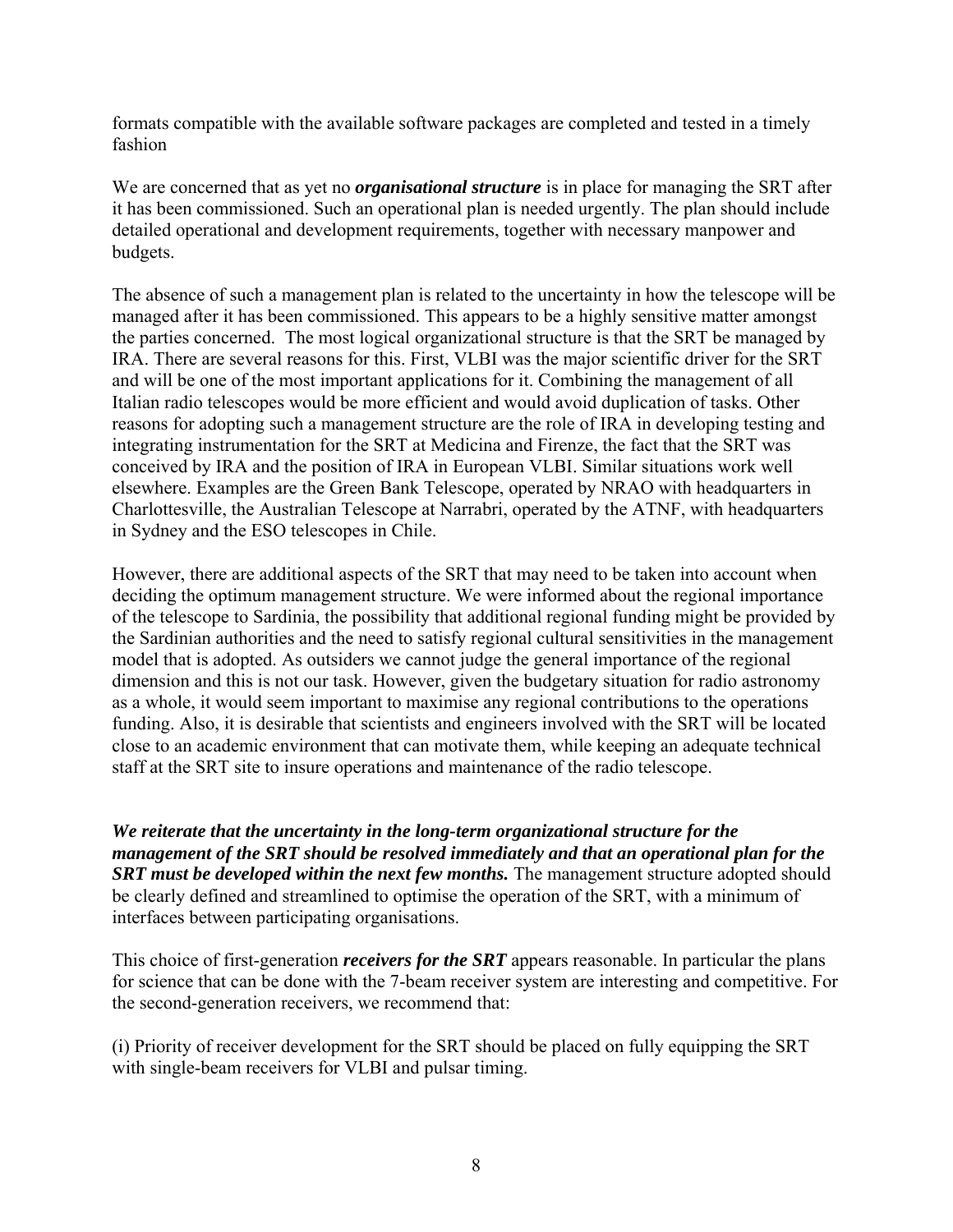formats compatible with the available software packages are completed and tested in a timely fashion

We are concerned that as yet no ***organisational structure*** is in place for managing the SRT after it has been commissioned. Such an operational plan is needed urgently. The plan should include detailed operational and development requirements, together with necessary manpower and budgets.

The absence of such a management plan is related to the uncertainty in how the telescope will be managed after it has been commissioned. This appears to be a highly sensitive matter amongst the parties concerned. The most logical organizational structure is that the SRT be managed by IRA. There are several reasons for this. First, VLBI was the major scientific driver for the SRT and will be one of the most important applications for it. Combining the management of all Italian radio telescopes would be more efficient and would avoid duplication of tasks. Other reasons for adopting such a management structure are the role of IRA in developing testing and integrating instrumentation for the SRT at Medicina and Firenze, the fact that the SRT was conceived by IRA and the position of IRA in European VLBI. Similar situations work well elsewhere. Examples are the Green Bank Telescope, operated by NRAO with headquarters in Charlottesville, the Australian Telescope at Narrabri, operated by the ATNF, with headquarters in Sydney and the ESO telescopes in Chile.

However, there are additional aspects of the SRT that may need to be taken into account when deciding the optimum management structure. We were informed about the regional importance of the telescope to Sardinia, the possibility that additional regional funding might be provided by the Sardinian authorities and the need to satisfy regional cultural sensitivities in the management model that is adopted. As outsiders we cannot judge the general importance of the regional dimension and this is not our task. However, given the budgetary situation for radio astronomy as a whole, it would seem important to maximise any regional contributions to the operations funding. Also, it is desirable that scientists and engineers involved with the SRT will be located close to an academic environment that can motivate them, while keeping an adequate technical staff at the SRT site to insure operations and maintenance of the radio telescope.

***We reiterate that the uncertainty in the long-term organizational structure for the management of the SRT should be resolved immediately and that an operational plan for the SRT must be developed within the next few months.*** The management structure adopted should be clearly defined and streamlined to optimise the operation of the SRT, with a minimum of interfaces between participating organisations.

This choice of first-generation ***receivers for the SRT*** appears reasonable. In particular the plans for science that can be done with the 7-beam receiver system are interesting and competitive. For the second-generation receivers, we recommend that:

(i) Priority of receiver development for the SRT should be placed on fully equipping the SRT with single-beam receivers for VLBI and pulsar timing.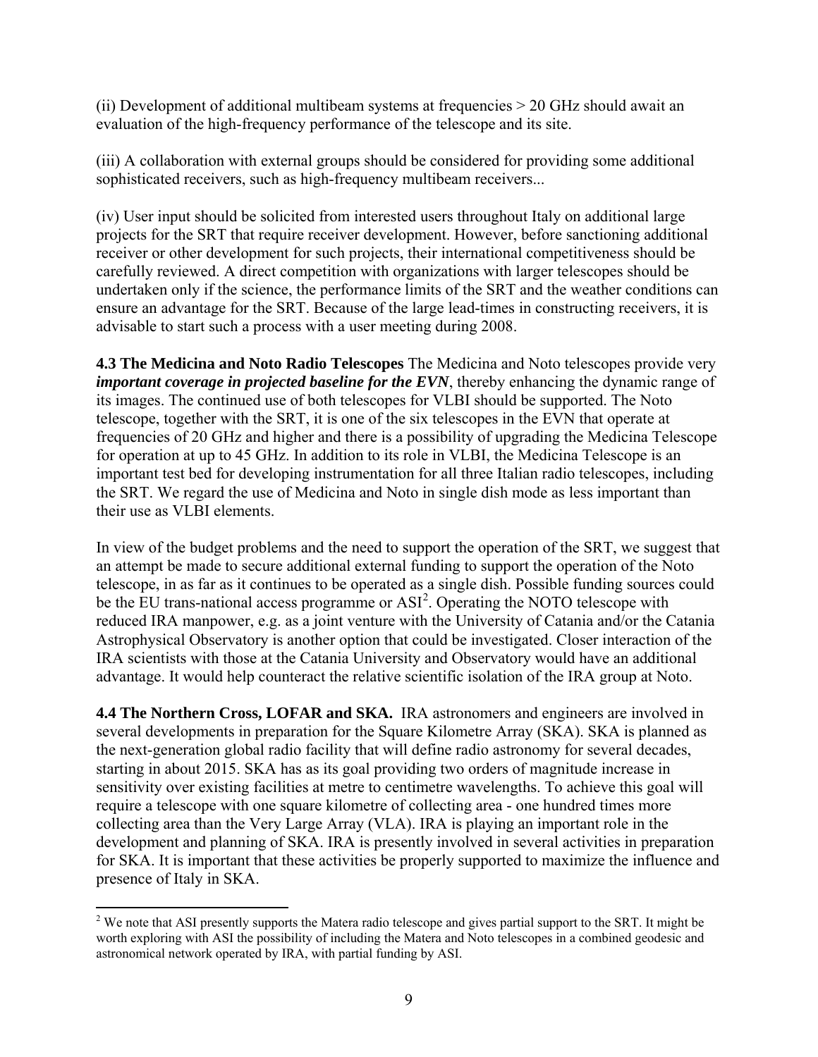(ii) Development of additional multibeam systems at frequencies > 20 GHz should await an evaluation of the high-frequency performance of the telescope and its site.

(iii) A collaboration with external groups should be considered for providing some additional sophisticated receivers, such as high-frequency multibeam receivers...

(iv) User input should be solicited from interested users throughout Italy on additional large projects for the SRT that require receiver development. However, before sanctioning additional receiver or other development for such projects, their international competitiveness should be carefully reviewed. A direct competition with organizations with larger telescopes should be undertaken only if the science, the performance limits of the SRT and the weather conditions can ensure an advantage for the SRT. Because of the large lead-times in constructing receivers, it is advisable to start such a process with a user meeting during 2008.

**4.3 The Medicina and Noto Radio Telescopes** The Medicina and Noto telescopes provide very ***important coverage in projected baseline for the EVN***, thereby enhancing the dynamic range of its images. The continued use of both telescopes for VLBI should be supported. The Noto telescope, together with the SRT, it is one of the six telescopes in the EVN that operate at frequencies of 20 GHz and higher and there is a possibility of upgrading the Medicina Telescope for operation at up to 45 GHz. In addition to its role in VLBI, the Medicina Telescope is an important test bed for developing instrumentation for all three Italian radio telescopes, including the SRT. We regard the use of Medicina and Noto in single dish mode as less important than their use as VLBI elements.

In view of the budget problems and the need to support the operation of the SRT, we suggest that an attempt be made to secure additional external funding to support the operation of the Noto telescope, in as far as it continues to be operated as a single dish. Possible funding sources could be the EU trans-national access programme or ASI[2]. Operating the NOTO telescope with reduced IRA manpower, e.g. as a joint venture with the University of Catania and/or the Catania Astrophysical Observatory is another option that could be investigated. Closer interaction of the IRA scientists with those at the Catania University and Observatory would have an additional advantage. It would help counteract the relative scientific isolation of the IRA group at Noto.

**4.4 The Northern Cross, LOFAR and SKA.** IRA astronomers and engineers are involved in several developments in preparation for the Square Kilometre Array (SKA). SKA is planned as the next-generation global radio facility that will define radio astronomy for several decades, starting in about 2015. SKA has as its goal providing two orders of magnitude increase in sensitivity over existing facilities at metre to centimetre wavelengths. To achieve this goal will require a telescope with one square kilometre of collecting area - one hundred times more collecting area than the Very Large Array (VLA). IRA is playing an important role in the development and planning of SKA. IRA is presently involved in several activities in preparation for SKA. It is important that these activities be properly supported to maximize the influence and presence of Italy in SKA.

---

[2] We note that ASI presently supports the Matera radio telescope and gives partial support to the SRT. It might be worth exploring with ASI the possibility of including the Matera and Noto telescopes in a combined geodesic and astronomical network operated by IRA, with partial funding by ASI.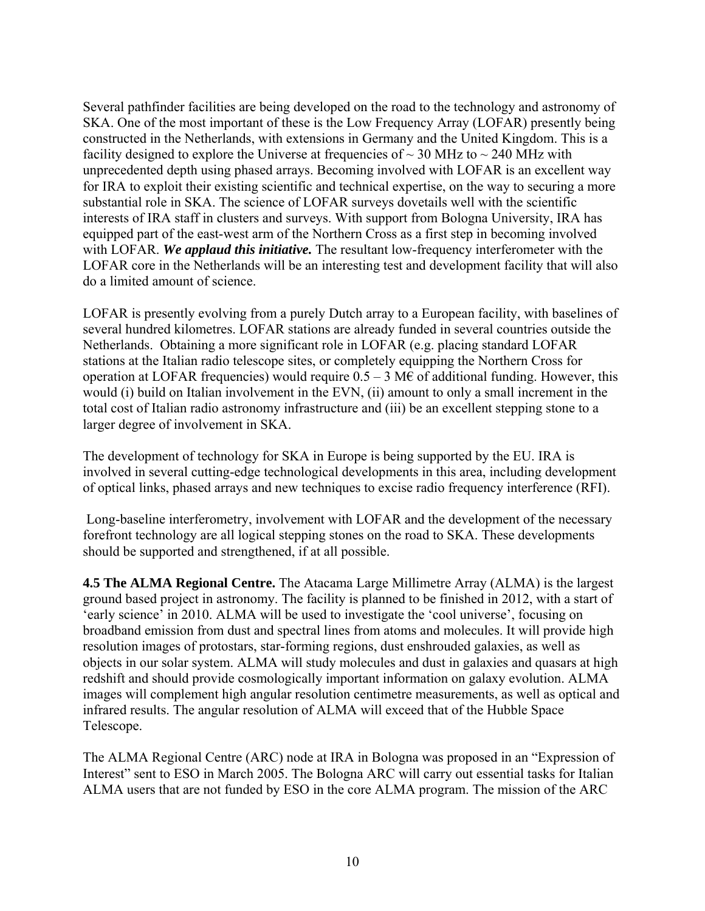Several pathfinder facilities are being developed on the road to the technology and astronomy of SKA. One of the most important of these is the Low Frequency Array (LOFAR) presently being constructed in the Netherlands, with extensions in Germany and the United Kingdom. This is a facility designed to explore the Universe at frequencies of ~ 30 MHz to ~ 240 MHz with unprecedented depth using phased arrays. Becoming involved with LOFAR is an excellent way for IRA to exploit their existing scientific and technical expertise, on the way to securing a more substantial role in SKA. The science of LOFAR surveys dovetails well with the scientific interests of IRA staff in clusters and surveys. With support from Bologna University, IRA has equipped part of the east-west arm of the Northern Cross as a first step in becoming involved with LOFAR. ***We applaud this initiative.*** The resultant low-frequency interferometer with the LOFAR core in the Netherlands will be an interesting test and development facility that will also do a limited amount of science.

LOFAR is presently evolving from a purely Dutch array to a European facility, with baselines of several hundred kilometres. LOFAR stations are already funded in several countries outside the Netherlands. Obtaining a more significant role in LOFAR (e.g. placing standard LOFAR stations at the Italian radio telescope sites, or completely equipping the Northern Cross for operation at LOFAR frequencies) would require 0.5 – 3 M€ of additional funding. However, this would (i) build on Italian involvement in the EVN, (ii) amount to only a small increment in the total cost of Italian radio astronomy infrastructure and (iii) be an excellent stepping stone to a larger degree of involvement in SKA.

The development of technology for SKA in Europe is being supported by the EU. IRA is involved in several cutting-edge technological developments in this area, including development of optical links, phased arrays and new techniques to excise radio frequency interference (RFI).

Long-baseline interferometry, involvement with LOFAR and the development of the necessary forefront technology are all logical stepping stones on the road to SKA. These developments should be supported and strengthened, if at all possible.

**4.5 The ALMA Regional Centre.** The Atacama Large Millimetre Array (ALMA) is the largest ground based project in astronomy. The facility is planned to be finished in 2012, with a start of 'early science' in 2010. ALMA will be used to investigate the 'cool universe', focusing on broadband emission from dust and spectral lines from atoms and molecules. It will provide high resolution images of protostars, star-forming regions, dust enshrouded galaxies, as well as objects in our solar system. ALMA will study molecules and dust in galaxies and quasars at high redshift and should provide cosmologically important information on galaxy evolution. ALMA images will complement high angular resolution centimetre measurements, as well as optical and infrared results. The angular resolution of ALMA will exceed that of the Hubble Space Telescope.

The ALMA Regional Centre (ARC) node at IRA in Bologna was proposed in an "Expression of Interest" sent to ESO in March 2005. The Bologna ARC will carry out essential tasks for Italian ALMA users that are not funded by ESO in the core ALMA program. The mission of the ARC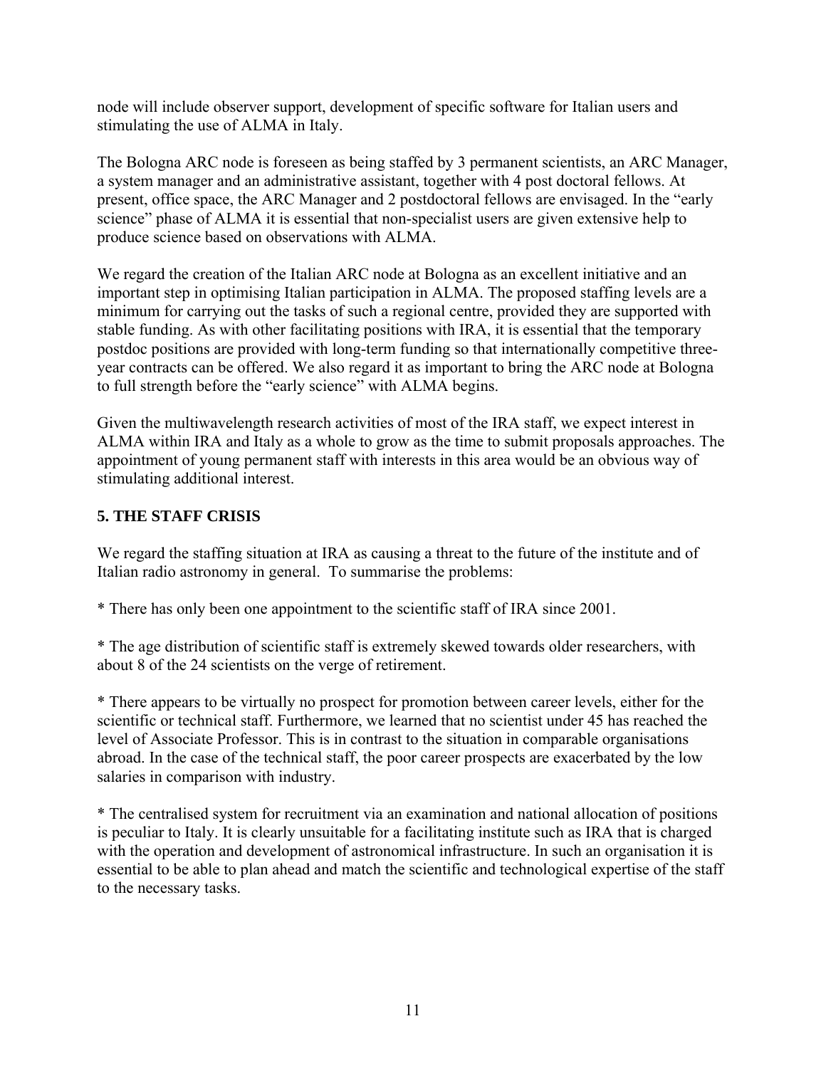node will include observer support, development of specific software for Italian users and stimulating the use of ALMA in Italy.

The Bologna ARC node is foreseen as being staffed by 3 permanent scientists, an ARC Manager, a system manager and an administrative assistant, together with 4 post doctoral fellows. At present, office space, the ARC Manager and 2 postdoctoral fellows are envisaged. In the "early science" phase of ALMA it is essential that non-specialist users are given extensive help to produce science based on observations with ALMA.

We regard the creation of the Italian ARC node at Bologna as an excellent initiative and an important step in optimising Italian participation in ALMA. The proposed staffing levels are a minimum for carrying out the tasks of such a regional centre, provided they are supported with stable funding. As with other facilitating positions with IRA, it is essential that the temporary postdoc positions are provided with long-term funding so that internationally competitive three-year contracts can be offered. We also regard it as important to bring the ARC node at Bologna to full strength before the "early science" with ALMA begins.

Given the multiwavelength research activities of most of the IRA staff, we expect interest in ALMA within IRA and Italy as a whole to grow as the time to submit proposals approaches. The appointment of young permanent staff with interests in this area would be an obvious way of stimulating additional interest.

## 5. THE STAFF CRISIS

We regard the staffing situation at IRA as causing a threat to the future of the institute and of Italian radio astronomy in general. To summarise the problems:

* There has only been one appointment to the scientific staff of IRA since 2001.

* The age distribution of scientific staff is extremely skewed towards older researchers, with about 8 of the 24 scientists on the verge of retirement.

* There appears to be virtually no prospect for promotion between career levels, either for the scientific or technical staff. Furthermore, we learned that no scientist under 45 has reached the level of Associate Professor. This is in contrast to the situation in comparable organisations abroad. In the case of the technical staff, the poor career prospects are exacerbated by the low salaries in comparison with industry.

* The centralised system for recruitment via an examination and national allocation of positions is peculiar to Italy. It is clearly unsuitable for a facilitating institute such as IRA that is charged with the operation and development of astronomical infrastructure. In such an organisation it is essential to be able to plan ahead and match the scientific and technological expertise of the staff to the necessary tasks.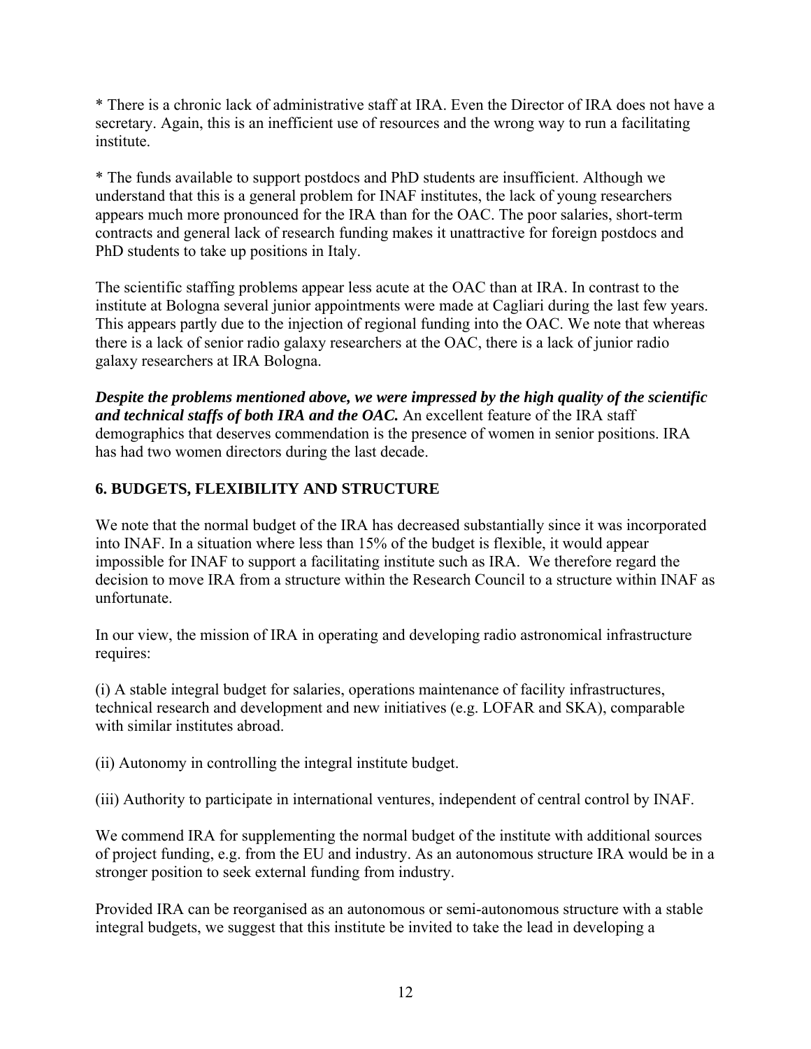* There is a chronic lack of administrative staff at IRA. Even the Director of IRA does not have a secretary. Again, this is an inefficient use of resources and the wrong way to run a facilitating institute.

* The funds available to support postdocs and PhD students are insufficient. Although we understand that this is a general problem for INAF institutes, the lack of young researchers appears much more pronounced for the IRA than for the OAC. The poor salaries, short-term contracts and general lack of research funding makes it unattractive for foreign postdocs and PhD students to take up positions in Italy.

The scientific staffing problems appear less acute at the OAC than at IRA. In contrast to the institute at Bologna several junior appointments were made at Cagliari during the last few years. This appears partly due to the injection of regional funding into the OAC. We note that whereas there is a lack of senior radio galaxy researchers at the OAC, there is a lack of junior radio galaxy researchers at IRA Bologna.

***Despite the problems mentioned above, we were impressed by the high quality of the scientific and technical staffs of both IRA and the OAC.*** An excellent feature of the IRA staff demographics that deserves commendation is the presence of women in senior positions. IRA has had two women directors during the last decade.

## 6. BUDGETS, FLEXIBILITY AND STRUCTURE

We note that the normal budget of the IRA has decreased substantially since it was incorporated into INAF. In a situation where less than 15% of the budget is flexible, it would appear impossible for INAF to support a facilitating institute such as IRA. We therefore regard the decision to move IRA from a structure within the Research Council to a structure within INAF as unfortunate.

In our view, the mission of IRA in operating and developing radio astronomical infrastructure requires:

(i) A stable integral budget for salaries, operations maintenance of facility infrastructures, technical research and development and new initiatives (e.g. LOFAR and SKA), comparable with similar institutes abroad.

(ii) Autonomy in controlling the integral institute budget.

(iii) Authority to participate in international ventures, independent of central control by INAF.

We commend IRA for supplementing the normal budget of the institute with additional sources of project funding, e.g. from the EU and industry. As an autonomous structure IRA would be in a stronger position to seek external funding from industry.

Provided IRA can be reorganised as an autonomous or semi-autonomous structure with a stable integral budgets, we suggest that this institute be invited to take the lead in developing a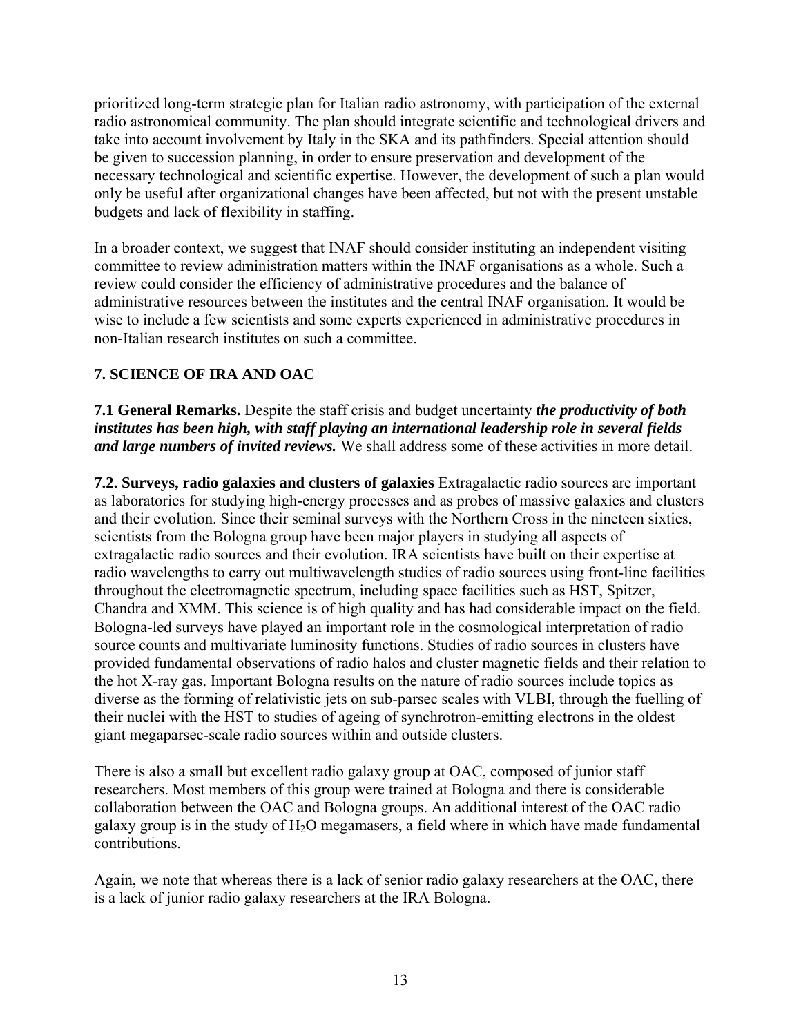prioritized long-term strategic plan for Italian radio astronomy, with participation of the external radio astronomical community. The plan should integrate scientific and technological drivers and take into account involvement by Italy in the SKA and its pathfinders. Special attention should be given to succession planning, in order to ensure preservation and development of the necessary technological and scientific expertise. However, the development of such a plan would only be useful after organizational changes have been affected, but not with the present unstable budgets and lack of flexibility in staffing.

In a broader context, we suggest that INAF should consider instituting an independent visiting committee to review administration matters within the INAF organisations as a whole. Such a review could consider the efficiency of administrative procedures and the balance of administrative resources between the institutes and the central INAF organisation. It would be wise to include a few scientists and some experts experienced in administrative procedures in non-Italian research institutes on such a committee.

## 7. SCIENCE OF IRA AND OAC

**7.1 General Remarks.** Despite the staff crisis and budget uncertainty ***the productivity of both institutes has been high, with staff playing an international leadership role in several fields and large numbers of invited reviews.*** We shall address some of these activities in more detail.

**7.2. Surveys, radio galaxies and clusters of galaxies** Extragalactic radio sources are important as laboratories for studying high-energy processes and as probes of massive galaxies and clusters and their evolution. Since their seminal surveys with the Northern Cross in the nineteen sixties, scientists from the Bologna group have been major players in studying all aspects of extragalactic radio sources and their evolution. IRA scientists have built on their expertise at radio wavelengths to carry out multiwavelength studies of radio sources using front-line facilities throughout the electromagnetic spectrum, including space facilities such as HST, Spitzer, Chandra and XMM. This science is of high quality and has had considerable impact on the field. Bologna-led surveys have played an important role in the cosmological interpretation of radio source counts and multivariate luminosity functions. Studies of radio sources in clusters have provided fundamental observations of radio halos and cluster magnetic fields and their relation to the hot X-ray gas. Important Bologna results on the nature of radio sources include topics as diverse as the forming of relativistic jets on sub-parsec scales with VLBI, through the fuelling of their nuclei with the HST to studies of ageing of synchrotron-emitting electrons in the oldest giant megaparsec-scale radio sources within and outside clusters.

There is also a small but excellent radio galaxy group at OAC, composed of junior staff researchers. Most members of this group were trained at Bologna and there is considerable collaboration between the OAC and Bologna groups. An additional interest of the OAC radio galaxy group is in the study of $H_2O$ megamasers, a field where in which have made fundamental contributions.

Again, we note that whereas there is a lack of senior radio galaxy researchers at the OAC, there is a lack of junior radio galaxy researchers at the IRA Bologna.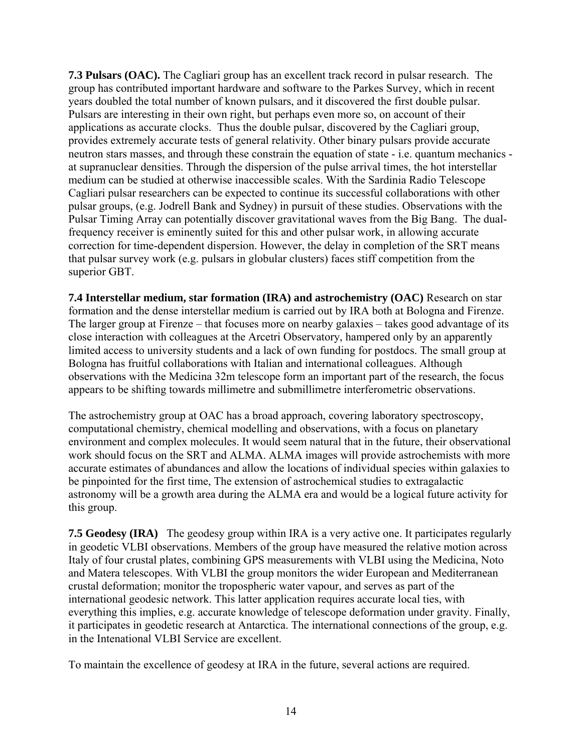**7.3 Pulsars (OAC).** The Cagliari group has an excellent track record in pulsar research. The group has contributed important hardware and software to the Parkes Survey, which in recent years doubled the total number of known pulsars, and it discovered the first double pulsar. Pulsars are interesting in their own right, but perhaps even more so, on account of their applications as accurate clocks. Thus the double pulsar, discovered by the Cagliari group, provides extremely accurate tests of general relativity. Other binary pulsars provide accurate neutron stars masses, and through these constrain the equation of state - i.e. quantum mechanics - at supranuclear densities. Through the dispersion of the pulse arrival times, the hot interstellar medium can be studied at otherwise inaccessible scales. With the Sardinia Radio Telescope Cagliari pulsar researchers can be expected to continue its successful collaborations with other pulsar groups, (e.g. Jodrell Bank and Sydney) in pursuit of these studies. Observations with the Pulsar Timing Array can potentially discover gravitational waves from the Big Bang. The dual-frequency receiver is eminently suited for this and other pulsar work, in allowing accurate correction for time-dependent dispersion. However, the delay in completion of the SRT means that pulsar survey work (e.g. pulsars in globular clusters) faces stiff competition from the superior GBT.

**7.4 Interstellar medium, star formation (IRA) and astrochemistry (OAC)** Research on star formation and the dense interstellar medium is carried out by IRA both at Bologna and Firenze. The larger group at Firenze – that focuses more on nearby galaxies – takes good advantage of its close interaction with colleagues at the Arcetri Observatory, hampered only by an apparently limited access to university students and a lack of own funding for postdocs. The small group at Bologna has fruitful collaborations with Italian and international colleagues. Although observations with the Medicina 32m telescope form an important part of the research, the focus appears to be shifting towards millimetre and submillimetre interferometric observations.

The astrochemistry group at OAC has a broad approach, covering laboratory spectroscopy, computational chemistry, chemical modelling and observations, with a focus on planetary environment and complex molecules. It would seem natural that in the future, their observational work should focus on the SRT and ALMA. ALMA images will provide astrochemists with more accurate estimates of abundances and allow the locations of individual species within galaxies to be pinpointed for the first time, The extension of astrochemical studies to extragalactic astronomy will be a growth area during the ALMA era and would be a logical future activity for this group.

**7.5 Geodesy (IRA)** The geodesy group within IRA is a very active one. It participates regularly in geodetic VLBI observations. Members of the group have measured the relative motion across Italy of four crustal plates, combining GPS measurements with VLBI using the Medicina, Noto and Matera telescopes. With VLBI the group monitors the wider European and Mediterranean crustal deformation; monitor the tropospheric water vapour, and serves as part of the international geodesic network. This latter application requires accurate local ties, with everything this implies, e.g. accurate knowledge of telescope deformation under gravity. Finally, it participates in geodetic research at Antarctica. The international connections of the group, e.g. in the Intenational VLBI Service are excellent.

To maintain the excellence of geodesy at IRA in the future, several actions are required.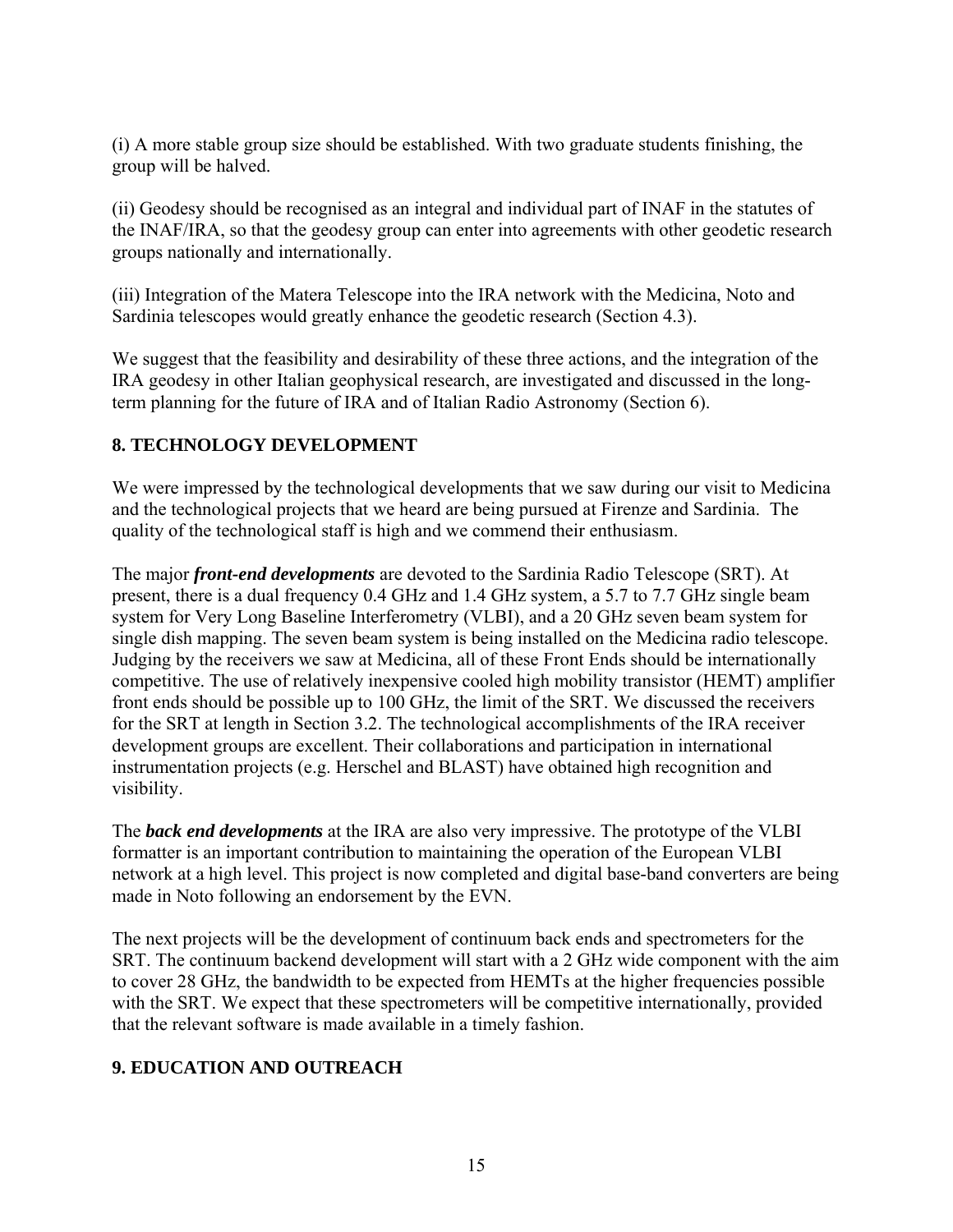(i) A more stable group size should be established. With two graduate students finishing, the group will be halved.

(ii) Geodesy should be recognised as an integral and individual part of INAF in the statutes of the INAF/IRA, so that the geodesy group can enter into agreements with other geodetic research groups nationally and internationally.

(iii) Integration of the Matera Telescope into the IRA network with the Medicina, Noto and Sardinia telescopes would greatly enhance the geodetic research (Section 4.3).

We suggest that the feasibility and desirability of these three actions, and the integration of the IRA geodesy in other Italian geophysical research, are investigated and discussed in the long-term planning for the future of IRA and of Italian Radio Astronomy (Section 6).

## 8. TECHNOLOGY DEVELOPMENT

We were impressed by the technological developments that we saw during our visit to Medicina and the technological projects that we heard are being pursued at Firenze and Sardinia. The quality of the technological staff is high and we commend their enthusiasm.

The major ***front-end developments*** are devoted to the Sardinia Radio Telescope (SRT). At present, there is a dual frequency 0.4 GHz and 1.4 GHz system, a 5.7 to 7.7 GHz single beam system for Very Long Baseline Interferometry (VLBI), and a 20 GHz seven beam system for single dish mapping. The seven beam system is being installed on the Medicina radio telescope. Judging by the receivers we saw at Medicina, all of these Front Ends should be internationally competitive. The use of relatively inexpensive cooled high mobility transistor (HEMT) amplifier front ends should be possible up to 100 GHz, the limit of the SRT. We discussed the receivers for the SRT at length in Section 3.2. The technological accomplishments of the IRA receiver development groups are excellent. Their collaborations and participation in international instrumentation projects (e.g. Herschel and BLAST) have obtained high recognition and visibility.

The ***back end developments*** at the IRA are also very impressive. The prototype of the VLBI formatter is an important contribution to maintaining the operation of the European VLBI network at a high level. This project is now completed and digital base-band converters are being made in Noto following an endorsement by the EVN.

The next projects will be the development of continuum back ends and spectrometers for the SRT. The continuum backend development will start with a 2 GHz wide component with the aim to cover 28 GHz, the bandwidth to be expected from HEMTs at the higher frequencies possible with the SRT. We expect that these spectrometers will be competitive internationally, provided that the relevant software is made available in a timely fashion.

## 9. EDUCATION AND OUTREACH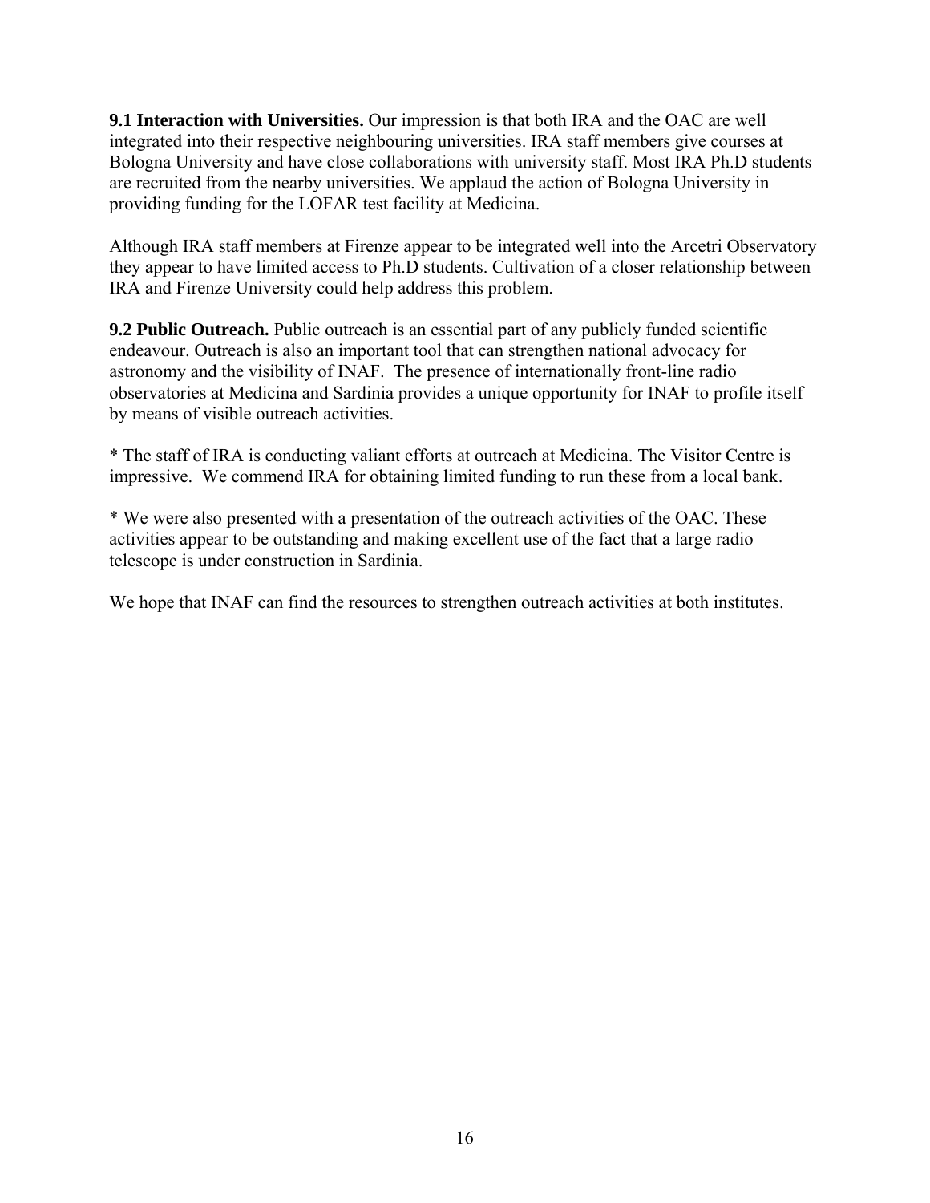**9.1 Interaction with Universities.** Our impression is that both IRA and the OAC are well integrated into their respective neighbouring universities. IRA staff members give courses at Bologna University and have close collaborations with university staff. Most IRA Ph.D students are recruited from the nearby universities. We applaud the action of Bologna University in providing funding for the LOFAR test facility at Medicina.

Although IRA staff members at Firenze appear to be integrated well into the Arcetri Observatory they appear to have limited access to Ph.D students. Cultivation of a closer relationship between IRA and Firenze University could help address this problem.

**9.2 Public Outreach.** Public outreach is an essential part of any publicly funded scientific endeavour. Outreach is also an important tool that can strengthen national advocacy for astronomy and the visibility of INAF. The presence of internationally front-line radio observatories at Medicina and Sardinia provides a unique opportunity for INAF to profile itself by means of visible outreach activities.

* The staff of IRA is conducting valiant efforts at outreach at Medicina. The Visitor Centre is impressive. We commend IRA for obtaining limited funding to run these from a local bank.

* We were also presented with a presentation of the outreach activities of the OAC. These activities appear to be outstanding and making excellent use of the fact that a large radio telescope is under construction in Sardinia.

We hope that INAF can find the resources to strengthen outreach activities at both institutes.